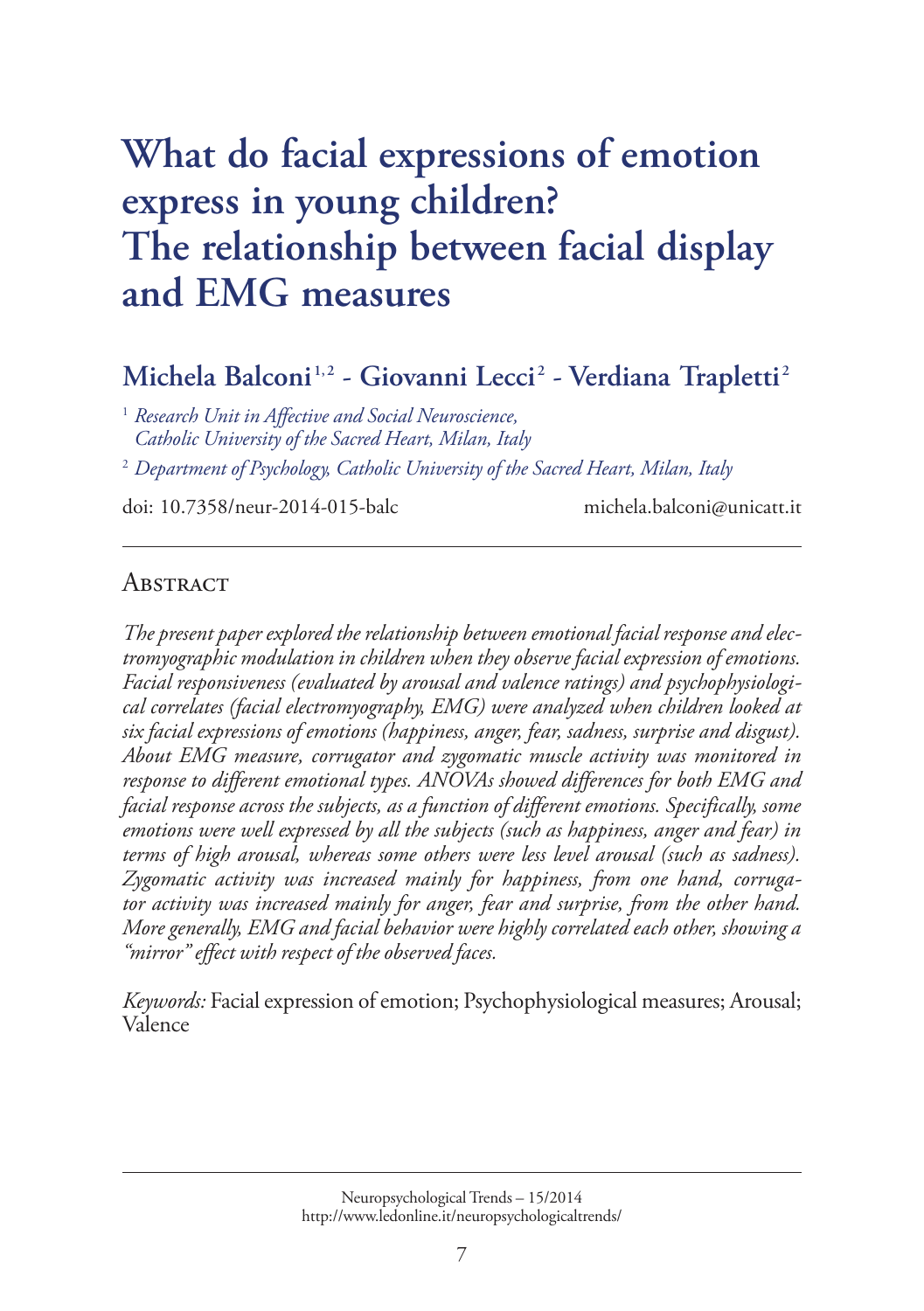# What do facial expressions of emotion express in young children? The relationship between facial display and EMG measures

**Michela Balconi[1,2] - Giovanni Lecci[2] - Verdiana Trapletti[2]**

[1] *Research Unit in Affective and Social Neuroscience, Catholic University of the Sacred Heart, Milan, Italy*

[2] *Department of Psychology, Catholic University of the Sacred Heart, Milan, Italy*

doi: 10.7358/neur-2014-015-balc michela.balconi@unicatt.it

---

## Abstract

*The present paper explored the relationship between emotional facial response and electromyographic modulation in children when they observe facial expression of emotions. Facial responsiveness (evaluated by arousal and valence ratings) and psychophysiological correlates (facial electromyography, EMG) were analyzed when children looked at six facial expressions of emotions (happiness, anger, fear, sadness, surprise and disgust). About EMG measure, corrugator and zygomatic muscle activity was monitored in response to different emotional types. ANOVAs showed differences for both EMG and facial response across the subjects, as a function of different emotions. Specifically, some emotions were well expressed by all the subjects (such as happiness, anger and fear) in terms of high arousal, whereas some others were less level arousal (such as sadness). Zygomatic activity was increased mainly for happiness, from one hand, corrugator activity was increased mainly for anger, fear and surprise, from the other hand. More generally, EMG and facial behavior were highly correlated each other, showing a "mirror" effect with respect of the observed faces.*

*Keywords:* Facial expression of emotion; Psychophysiological measures; Arousal; Valence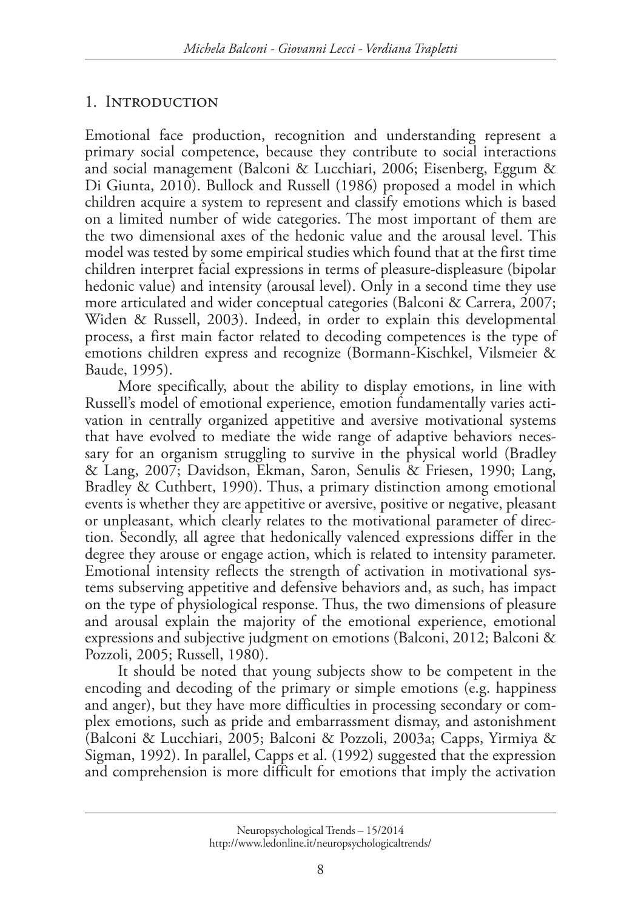## 1. Introduction

Emotional face production, recognition and understanding represent a primary social competence, because they contribute to social interactions and social management (Balconi & Lucchiari, 2006; Eisenberg, Eggum & Di Giunta, 2010). Bullock and Russell (1986) proposed a model in which children acquire a system to represent and classify emotions which is based on a limited number of wide categories. The most important of them are the two dimensional axes of the hedonic value and the arousal level. This model was tested by some empirical studies which found that at the first time children interpret facial expressions in terms of pleasure-displeasure (bipolar hedonic value) and intensity (arousal level). Only in a second time they use more articulated and wider conceptual categories (Balconi & Carrera, 2007; Widen & Russell, 2003). Indeed, in order to explain this developmental process, a first main factor related to decoding competences is the type of emotions children express and recognize (Bormann-Kischkel, Vilsmeier & Baude, 1995).

More specifically, about the ability to display emotions, in line with Russell's model of emotional experience, emotion fundamentally varies activation in centrally organized appetitive and aversive motivational systems that have evolved to mediate the wide range of adaptive behaviors necessary for an organism struggling to survive in the physical world (Bradley & Lang, 2007; Davidson, Ekman, Saron, Senulis & Friesen, 1990; Lang, Bradley & Cuthbert, 1990). Thus, a primary distinction among emotional events is whether they are appetitive or aversive, positive or negative, pleasant or unpleasant, which clearly relates to the motivational parameter of direction. Secondly, all agree that hedonically valenced expressions differ in the degree they arouse or engage action, which is related to intensity parameter. Emotional intensity reflects the strength of activation in motivational systems subserving appetitive and defensive behaviors and, as such, has impact on the type of physiological response. Thus, the two dimensions of pleasure and arousal explain the majority of the emotional experience, emotional expressions and subjective judgment on emotions (Balconi, 2012; Balconi & Pozzoli, 2005; Russell, 1980).

It should be noted that young subjects show to be competent in the encoding and decoding of the primary or simple emotions (e.g. happiness and anger), but they have more difficulties in processing secondary or complex emotions, such as pride and embarrassment dismay, and astonishment (Balconi & Lucchiari, 2005; Balconi & Pozzoli, 2003a; Capps, Yirmiya & Sigman, 1992). In parallel, Capps et al. (1992) suggested that the expression and comprehension is more difficult for emotions that imply the activation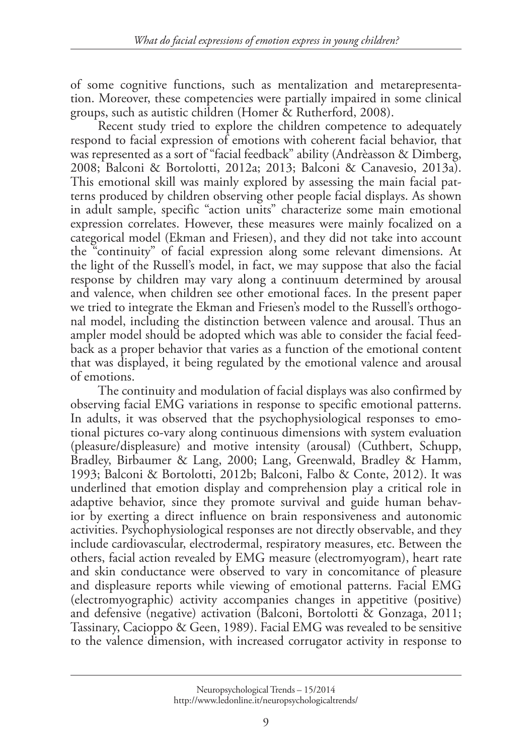of some cognitive functions, such as mentalization and metarepresentation. Moreover, these competencies were partially impaired in some clinical groups, such as autistic children (Homer & Rutherford, 2008).

Recent study tried to explore the children competence to adequately respond to facial expression of emotions with coherent facial behavior, that was represented as a sort of "facial feedback" ability (Andrèasson & Dimberg, 2008; Balconi & Bortolotti, 2012a; 2013; Balconi & Canavesio, 2013a). This emotional skill was mainly explored by assessing the main facial patterns produced by children observing other people facial displays. As shown in adult sample, specific "action units" characterize some main emotional expression correlates. However, these measures were mainly focalized on a categorical model (Ekman and Friesen), and they did not take into account the "continuity" of facial expression along some relevant dimensions. At the light of the Russell's model, in fact, we may suppose that also the facial response by children may vary along a continuum determined by arousal and valence, when children see other emotional faces. In the present paper we tried to integrate the Ekman and Friesen's model to the Russell's orthogonal model, including the distinction between valence and arousal. Thus an ampler model should be adopted which was able to consider the facial feedback as a proper behavior that varies as a function of the emotional content that was displayed, it being regulated by the emotional valence and arousal of emotions.

The continuity and modulation of facial displays was also confirmed by observing facial EMG variations in response to specific emotional patterns. In adults, it was observed that the psychophysiological responses to emotional pictures co-vary along continuous dimensions with system evaluation (pleasure/displeasure) and motive intensity (arousal) (Cuthbert, Schupp, Bradley, Birbaumer & Lang, 2000; Lang, Greenwald, Bradley & Hamm, 1993; Balconi & Bortolotti, 2012b; Balconi, Falbo & Conte, 2012). It was underlined that emotion display and comprehension play a critical role in adaptive behavior, since they promote survival and guide human behavior by exerting a direct influence on brain responsiveness and autonomic activities. Psychophysiological responses are not directly observable, and they include cardiovascular, electrodermal, respiratory measures, etc. Between the others, facial action revealed by EMG measure (electromyogram), heart rate and skin conductance were observed to vary in concomitance of pleasure and displeasure reports while viewing of emotional patterns. Facial EMG (electromyographic) activity accompanies changes in appetitive (positive) and defensive (negative) activation (Balconi, Bortolotti & Gonzaga, 2011; Tassinary, Cacioppo & Geen, 1989). Facial EMG was revealed to be sensitive to the valence dimension, with increased corrugator activity in response to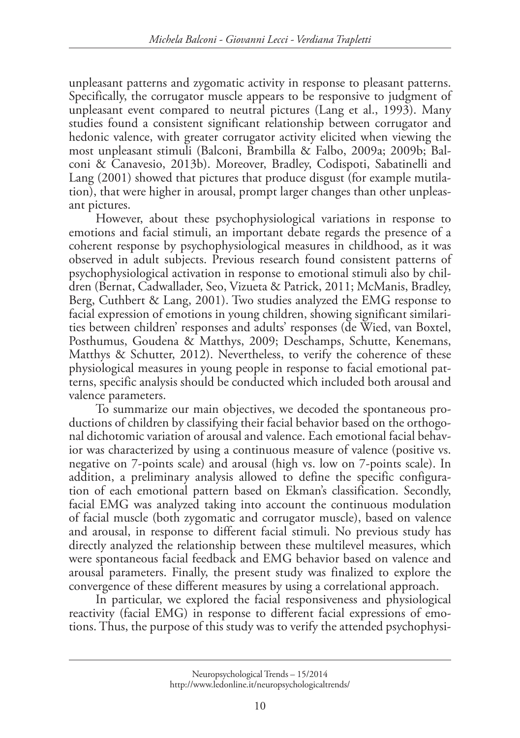unpleasant patterns and zygomatic activity in response to pleasant patterns. Specifically, the corrugator muscle appears to be responsive to judgment of unpleasant event compared to neutral pictures (Lang et al., 1993). Many studies found a consistent significant relationship between corrugator and hedonic valence, with greater corrugator activity elicited when viewing the most unpleasant stimuli (Balconi, Brambilla & Falbo, 2009a; 2009b; Balconi & Canavesio, 2013b). Moreover, Bradley, Codispoti, Sabatinelli and Lang (2001) showed that pictures that produce disgust (for example mutilation), that were higher in arousal, prompt larger changes than other unpleasant pictures.

However, about these psychophysiological variations in response to emotions and facial stimuli, an important debate regards the presence of a coherent response by psychophysiological measures in childhood, as it was observed in adult subjects. Previous research found consistent patterns of psychophysiological activation in response to emotional stimuli also by children (Bernat, Cadwallader, Seo, Vizueta & Patrick, 2011; McManis, Bradley, Berg, Cuthbert & Lang, 2001). Two studies analyzed the EMG response to facial expression of emotions in young children, showing significant similarities between children' responses and adults' responses (de Wied, van Boxtel, Posthumus, Goudena & Matthys, 2009; Deschamps, Schutte, Kenemans, Matthys & Schutter, 2012). Nevertheless, to verify the coherence of these physiological measures in young people in response to facial emotional patterns, specific analysis should be conducted which included both arousal and valence parameters.

To summarize our main objectives, we decoded the spontaneous productions of children by classifying their facial behavior based on the orthogonal dichotomic variation of arousal and valence. Each emotional facial behavior was characterized by using a continuous measure of valence (positive vs. negative on 7-points scale) and arousal (high vs. low on 7-points scale). In addition, a preliminary analysis allowed to define the specific configuration of each emotional pattern based on Ekman's classification. Secondly, facial EMG was analyzed taking into account the continuous modulation of facial muscle (both zygomatic and corrugator muscle), based on valence and arousal, in response to different facial stimuli. No previous study has directly analyzed the relationship between these multilevel measures, which were spontaneous facial feedback and EMG behavior based on valence and arousal parameters. Finally, the present study was finalized to explore the convergence of these different measures by using a correlational approach.

In particular, we explored the facial responsiveness and physiological reactivity (facial EMG) in response to different facial expressions of emotions. Thus, the purpose of this study was to verify the attended psychophysi-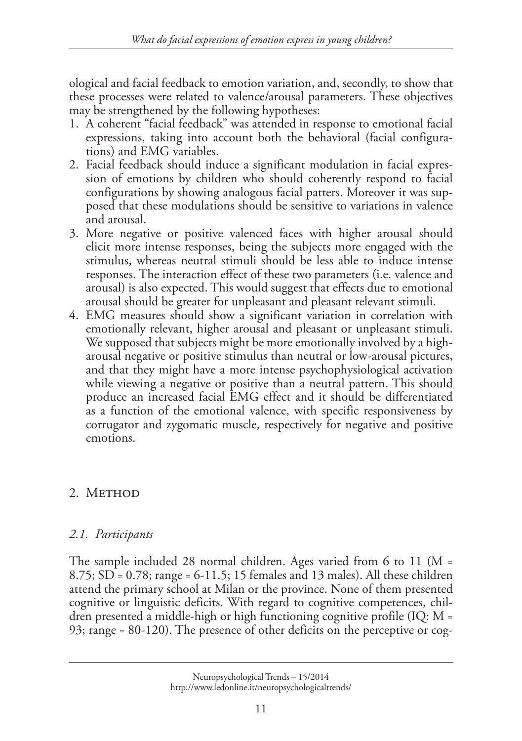ological and facial feedback to emotion variation, and, secondly, to show that these processes were related to valence/arousal parameters. These objectives may be strengthened by the following hypotheses:

1. A coherent "facial feedback" was attended in response to emotional facial expressions, taking into account both the behavioral (facial configurations) and EMG variables.
2. Facial feedback should induce a significant modulation in facial expression of emotions by children who should coherently respond to facial configurations by showing analogous facial patters. Moreover it was supposed that these modulations should be sensitive to variations in valence and arousal.
3. More negative or positive valenced faces with higher arousal should elicit more intense responses, being the subjects more engaged with the stimulus, whereas neutral stimuli should be less able to induce intense responses. The interaction effect of these two parameters (i.e. valence and arousal) is also expected. This would suggest that effects due to emotional arousal should be greater for unpleasant and pleasant relevant stimuli.
4. EMG measures should show a significant variation in correlation with emotionally relevant, higher arousal and pleasant or unpleasant stimuli. We supposed that subjects might be more emotionally involved by a high-arousal negative or positive stimulus than neutral or low-arousal pictures, and that they might have a more intense psychophysiological activation while viewing a negative or positive than a neutral pattern. This should produce an increased facial EMG effect and it should be differentiated as a function of the emotional valence, with specific responsiveness by corrugator and zygomatic muscle, respectively for negative and positive emotions.

## 2. Method

### *2.1. Participants*

The sample included 28 normal children. Ages varied from 6 to 11 (M = 8.75; SD = 0.78; range = 6-11.5; 15 females and 13 males). All these children attend the primary school at Milan or the province. None of them presented cognitive or linguistic deficits. With regard to cognitive competences, children presented a middle-high or high functioning cognitive profile (IQ: M = 93; range = 80-120). The presence of other deficits on the perceptive or cog-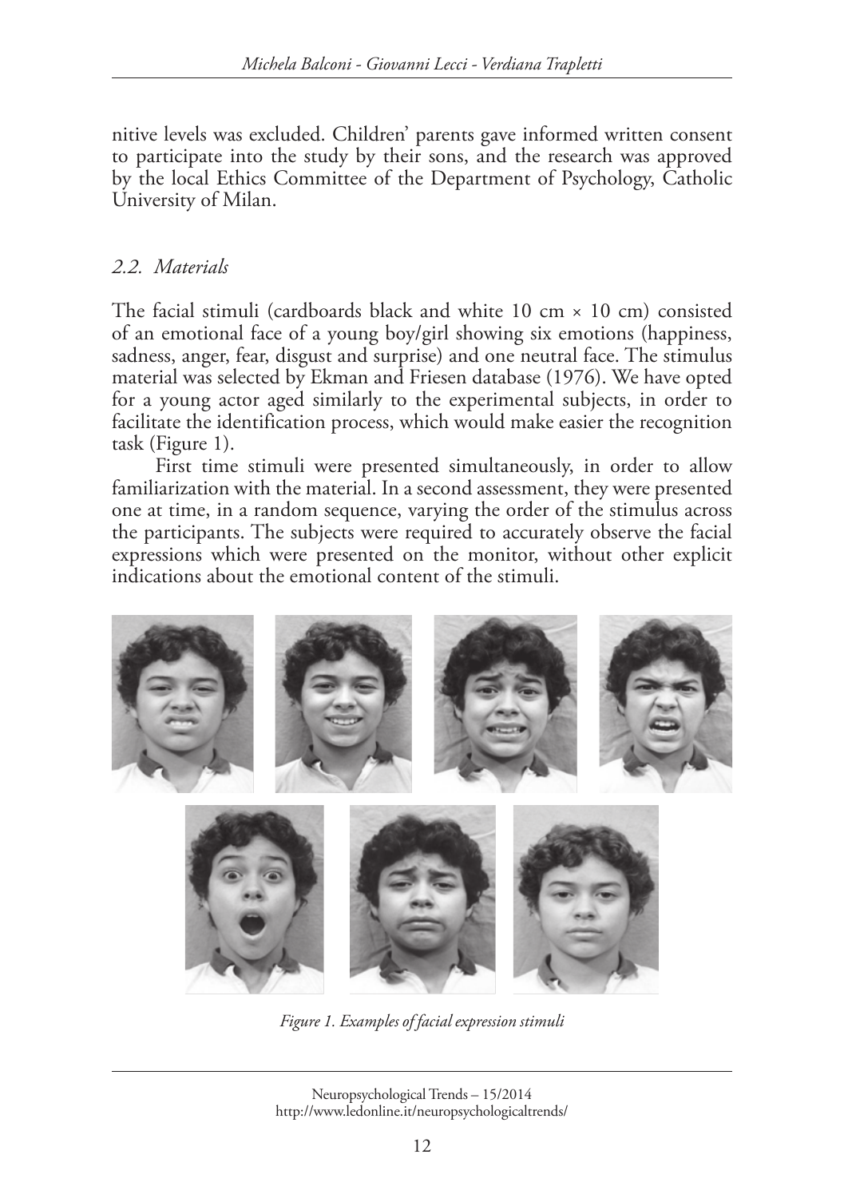nitive levels was excluded. Children' parents gave informed written consent to participate into the study by their sons, and the research was approved by the local Ethics Committee of the Department of Psychology, Catholic University of Milan.

### *2.2. Materials*

The facial stimuli (cardboards black and white 10 cm × 10 cm) consisted of an emotional face of a young boy/girl showing six emotions (happiness, sadness, anger, fear, disgust and surprise) and one neutral face. The stimulus material was selected by Ekman and Friesen database (1976). We have opted for a young actor aged similarly to the experimental subjects, in order to facilitate the identification process, which would make easier the recognition task (Figure 1).

First time stimuli were presented simultaneously, in order to allow familiarization with the material. In a second assessment, they were presented one at time, in a random sequence, varying the order of the stimulus across the participants. The subjects were required to accurately observe the facial expressions which were presented on the monitor, without other explicit indications about the emotional content of the stimuli.

*Figure 1. Examples of facial expression stimuli*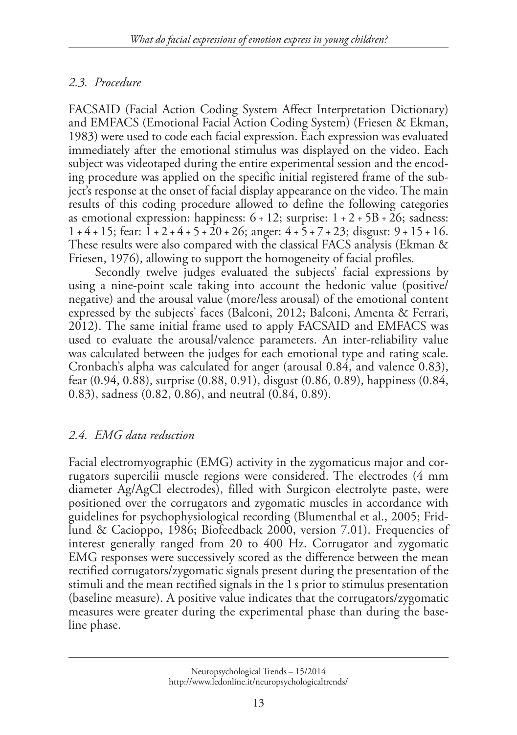### *2.3. Procedure*

FACSAID (Facial Action Coding System Affect Interpretation Dictionary) and EMFACS (Emotional Facial Action Coding System) (Friesen & Ekman, 1983) were used to code each facial expression. Each expression was evaluated immediately after the emotional stimulus was displayed on the video. Each subject was videotaped during the entire experimental session and the encoding procedure was applied on the specific initial registered frame of the subject's response at the onset of facial display appearance on the video. The main results of this coding procedure allowed to define the following categories as emotional expression: happiness: 6 + 12; surprise: 1 + 2 + 5B + 26; sadness: 1 + 4 + 15; fear: 1 + 2 + 4 + 5 + 20 + 26; anger: 4 + 5 + 7 + 23; disgust: 9 + 15 + 16. These results were also compared with the classical FACS analysis (Ekman & Friesen, 1976), allowing to support the homogeneity of facial profiles.

Secondly twelve judges evaluated the subjects' facial expressions by using a nine-point scale taking into account the hedonic value (positive/negative) and the arousal value (more/less arousal) of the emotional content expressed by the subjects' faces (Balconi, 2012; Balconi, Amenta & Ferrari, 2012). The same initial frame used to apply FACSAID and EMFACS was used to evaluate the arousal/valence parameters. An inter-reliability value was calculated between the judges for each emotional type and rating scale. Cronbach's alpha was calculated for anger (arousal 0.84, and valence 0.83), fear (0.94, 0.88), surprise (0.88, 0.91), disgust (0.86, 0.89), happiness (0.84, 0.83), sadness (0.82, 0.86), and neutral (0.84, 0.89).

### *2.4. EMG data reduction*

Facial electromyographic (EMG) activity in the zygomaticus major and corrugators supercilii muscle regions were considered. The electrodes (4 mm diameter Ag/AgCl electrodes), filled with Surgicon electrolyte paste, were positioned over the corrugators and zygomatic muscles in accordance with guidelines for psychophysiological recording (Blumenthal et al., 2005; Fridlund & Cacioppo, 1986; Biofeedback 2000, version 7.01). Frequencies of interest generally ranged from 20 to 400 Hz. Corrugator and zygomatic EMG responses were successively scored as the difference between the mean rectified corrugators/zygomatic signals present during the presentation of the stimuli and the mean rectified signals in the 1 s prior to stimulus presentation (baseline measure). A positive value indicates that the corrugators/zygomatic measures were greater during the experimental phase than during the baseline phase.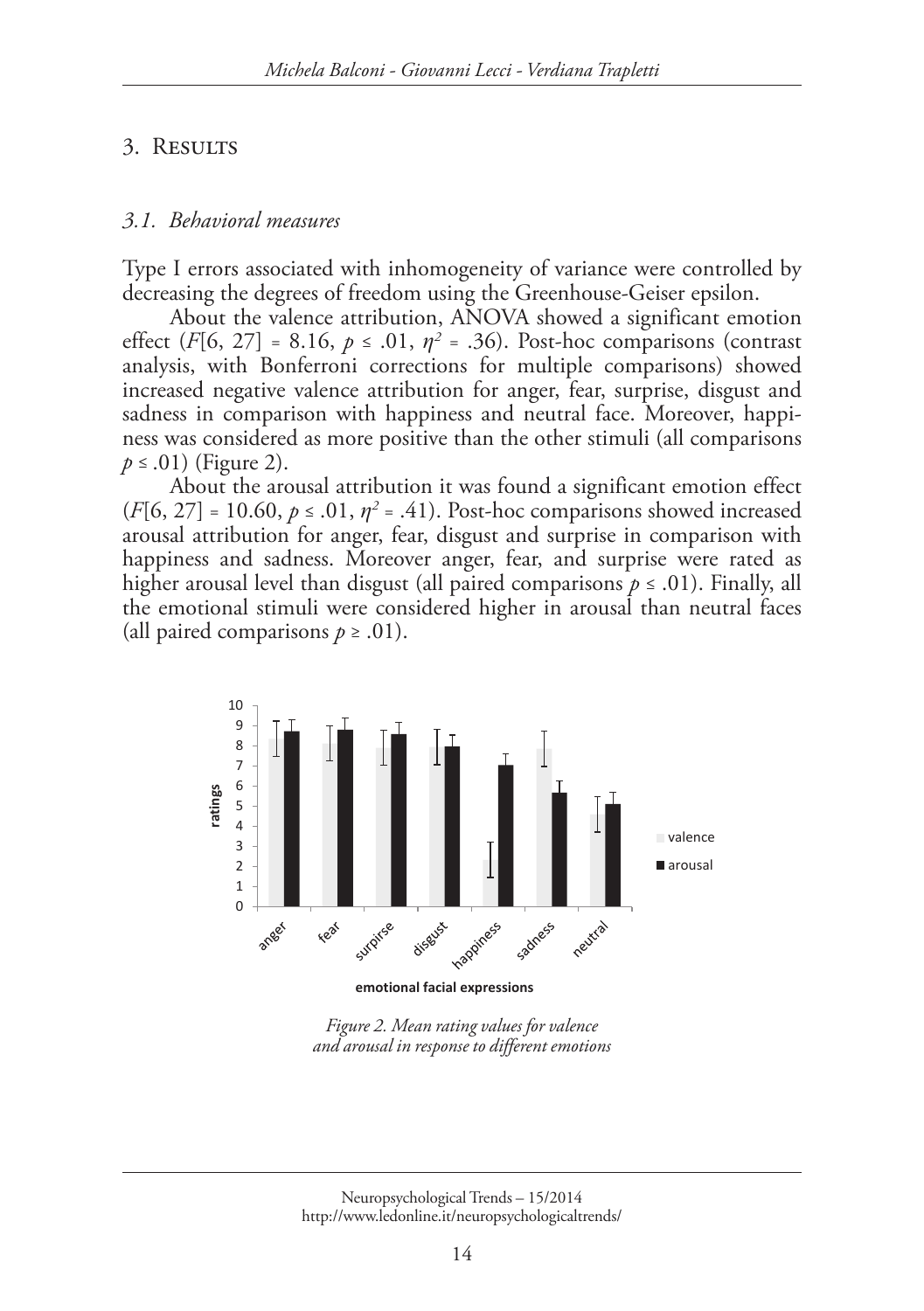## 3. Results

### 3.1. Behavioral measures

Type I errors associated with inhomogeneity of variance were controlled by decreasing the degrees of freedom using the Greenhouse-Geiser epsilon.

About the valence attribution, ANOVA showed a significant emotion effect ($F[6, 27] = 8.16$, $p \leq .01$, $\eta^2 = .36$). Post-hoc comparisons (contrast analysis, with Bonferroni corrections for multiple comparisons) showed increased negative valence attribution for anger, fear, surprise, disgust and sadness in comparison with happiness and neutral face. Moreover, happiness was considered as more positive than the other stimuli (all comparisons $p \leq .01$) (Figure 2).

About the arousal attribution it was found a significant emotion effect ($F[6, 27] = 10.60$, $p \leq .01$, $\eta^2 = .41$). Post-hoc comparisons showed increased arousal attribution for anger, fear, disgust and surprise in comparison with happiness and sadness. Moreover anger, fear, and surprise were rated as higher arousal level than disgust (all paired comparisons $p \leq .01$). Finally, all the emotional stimuli were considered higher in arousal than neutral faces (all paired comparisons $p \geq .01$).

*Figure 2. Mean rating values for valence and arousal in response to different emotions*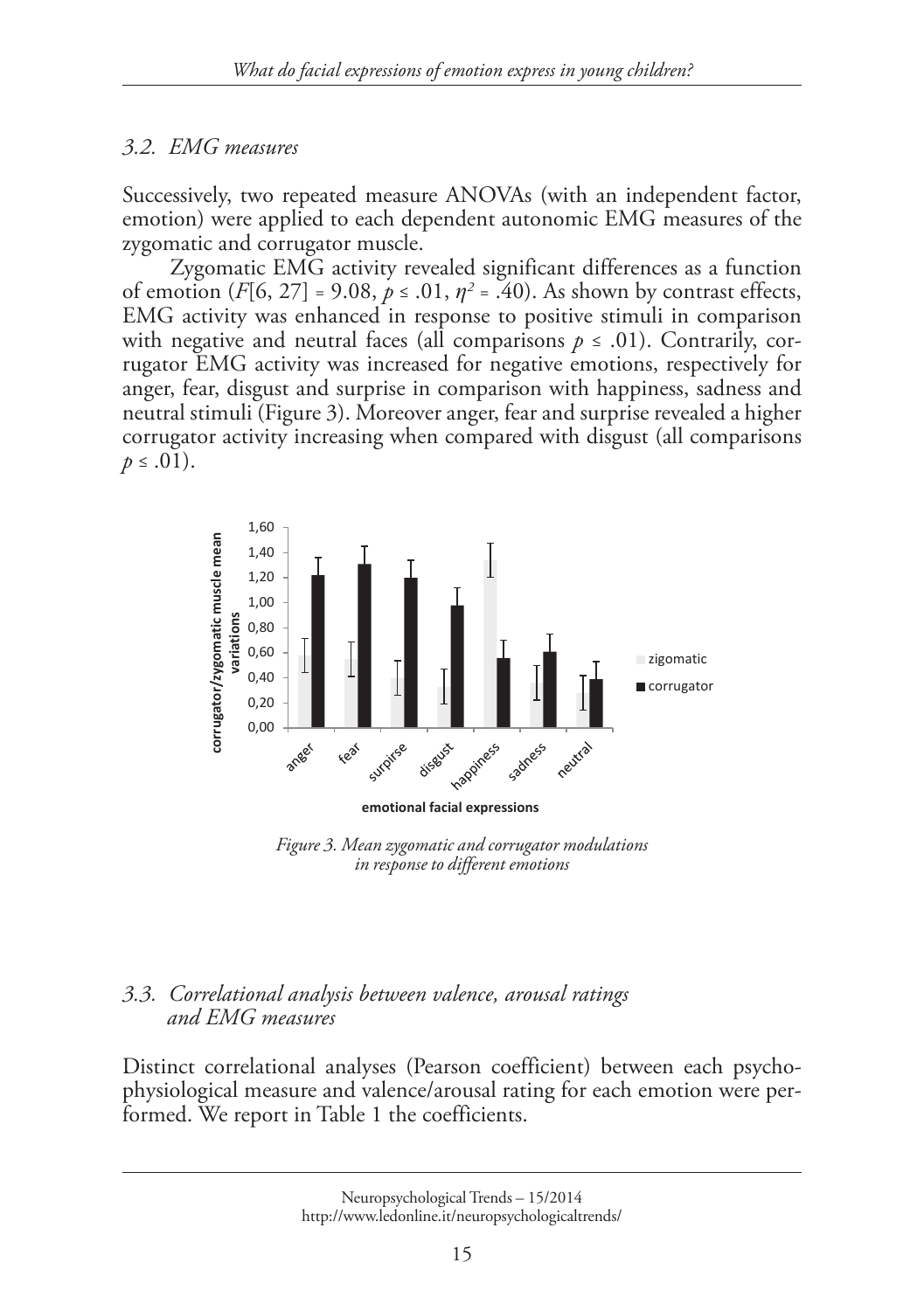### 3.2. EMG measures

Successively, two repeated measure ANOVAs (with an independent factor, emotion) were applied to each dependent autonomic EMG measures of the zygomatic and corrugator muscle.

Zygomatic EMG activity revealed significant differences as a function of emotion ($F[6, 27] = 9.08$, $p \leq .01$, $\eta^2 = .40$). As shown by contrast effects, EMG activity was enhanced in response to positive stimuli in comparison with negative and neutral faces (all comparisons $p \leq .01$). Contrarily, corrugator EMG activity was increased for negative emotions, respectively for anger, fear, disgust and surprise in comparison with happiness, sadness and neutral stimuli (Figure 3). Moreover anger, fear and surprise revealed a higher corrugator activity increasing when compared with disgust (all comparisons $p \leq .01$).

*Figure 3. Mean zygomatic and corrugator modulations in response to different emotions*

### 3.3. Correlational analysis between valence, arousal ratings and EMG measures

Distinct correlational analyses (Pearson coefficient) between each psychophysiological measure and valence/arousal rating for each emotion were performed. We report in Table 1 the coefficients.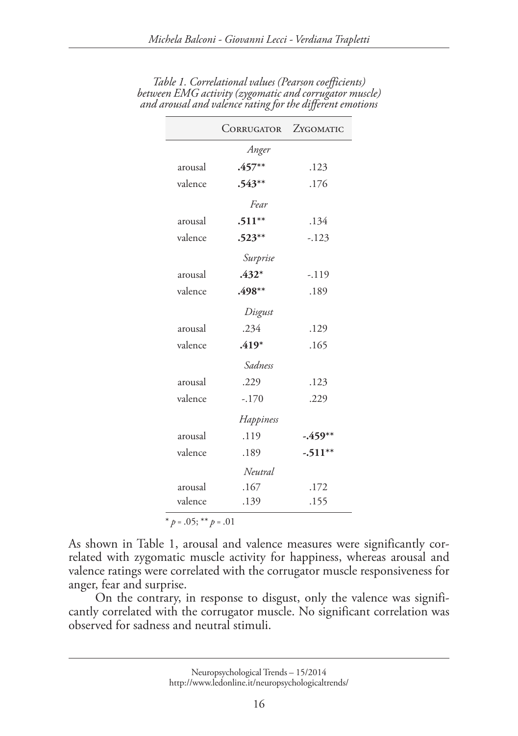*Table 1. Correlational values (Pearson coefficients) between EMG activity (zygomatic and corrugator muscle) and arousal and valence rating for the different emotions*

| | Corrugator | Zygomatic |
|---|---|---|
| | *Anger* | |
| arousal | **.457**** | .123 |
| valence | **.543**** | .176 |
| | *Fear* | |
| arousal | **.511**** | .134 |
| valence | **.523**** | -.123 |
| | *Surprise* | |
| arousal | **.432*** | -.119 |
| valence | **.498**** | .189 |
| | *Disgust* | |
| arousal | .234 | .129 |
| valence | **.419*** | .165 |
| | *Sadness* | |
| arousal | .229 | .123 |
| valence | -.170 | .229 |
| | *Happiness* | |
| arousal | .119 | **-.459**** |
| valence | .189 | **-.511**** |
| | *Neutral* | |
| arousal | .167 | .172 |
| valence | .139 | .155 |

* $p = .05$; ** $p = .01$

As shown in Table 1, arousal and valence measures were significantly correlated with zygomatic muscle activity for happiness, whereas arousal and valence ratings were correlated with the corrugator muscle responsiveness for anger, fear and surprise.

On the contrary, in response to disgust, only the valence was significantly correlated with the corrugator muscle. No significant correlation was observed for sadness and neutral stimuli.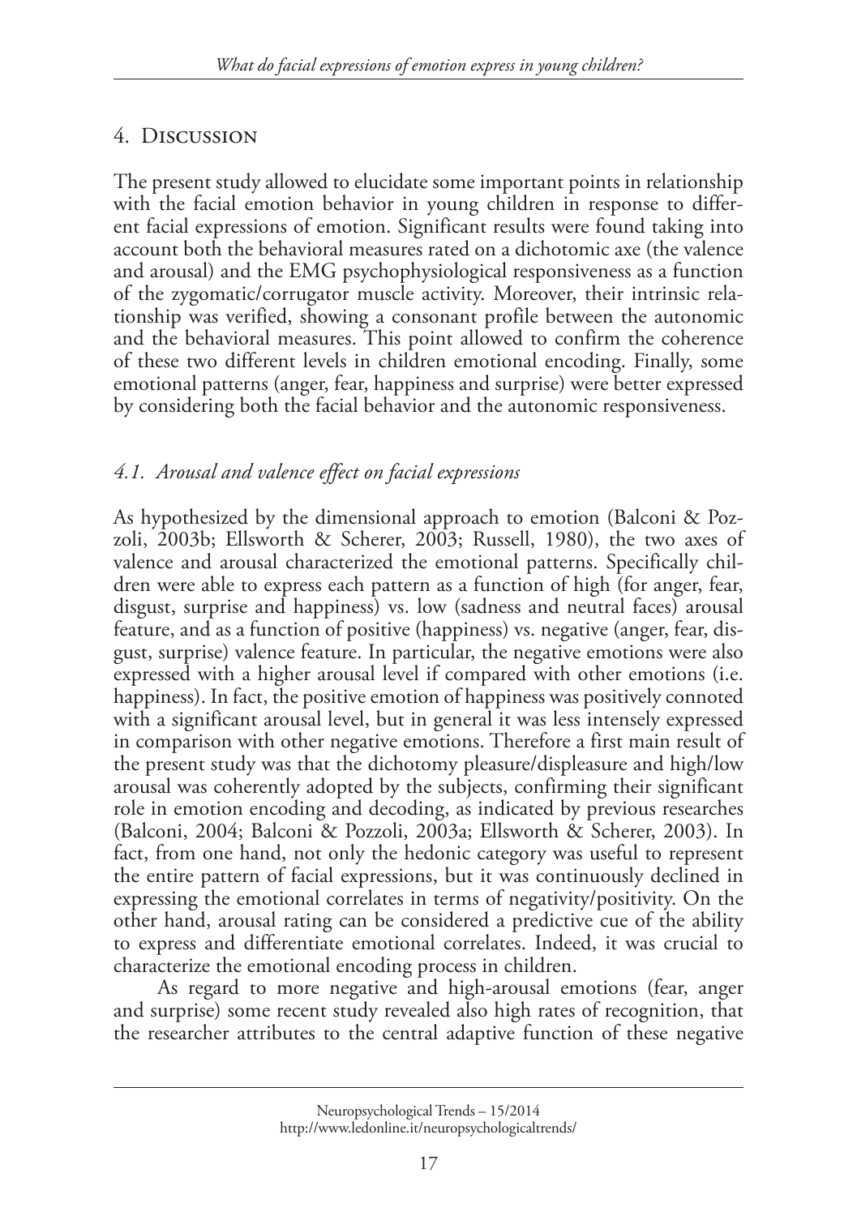## 4. Discussion

The present study allowed to elucidate some important points in relationship with the facial emotion behavior in young children in response to different facial expressions of emotion. Significant results were found taking into account both the behavioral measures rated on a dichotomic axe (the valence and arousal) and the EMG psychophysiological responsiveness as a function of the zygomatic/corrugator muscle activity. Moreover, their intrinsic relationship was verified, showing a consonant profile between the autonomic and the behavioral measures. This point allowed to confirm the coherence of these two different levels in children emotional encoding. Finally, some emotional patterns (anger, fear, happiness and surprise) were better expressed by considering both the facial behavior and the autonomic responsiveness.

### *4.1. Arousal and valence effect on facial expressions*

As hypothesized by the dimensional approach to emotion (Balconi & Pozzoli, 2003b; Ellsworth & Scherer, 2003; Russell, 1980), the two axes of valence and arousal characterized the emotional patterns. Specifically children were able to express each pattern as a function of high (for anger, fear, disgust, surprise and happiness) vs. low (sadness and neutral faces) arousal feature, and as a function of positive (happiness) vs. negative (anger, fear, disgust, surprise) valence feature. In particular, the negative emotions were also expressed with a higher arousal level if compared with other emotions (i.e. happiness). In fact, the positive emotion of happiness was positively connoted with a significant arousal level, but in general it was less intensely expressed in comparison with other negative emotions. Therefore a first main result of the present study was that the dichotomy pleasure/displeasure and high/low arousal was coherently adopted by the subjects, confirming their significant role in emotion encoding and decoding, as indicated by previous researches (Balconi, 2004; Balconi & Pozzoli, 2003a; Ellsworth & Scherer, 2003). In fact, from one hand, not only the hedonic category was useful to represent the entire pattern of facial expressions, but it was continuously declined in expressing the emotional correlates in terms of negativity/positivity. On the other hand, arousal rating can be considered a predictive cue of the ability to express and differentiate emotional correlates. Indeed, it was crucial to characterize the emotional encoding process in children.

As regard to more negative and high-arousal emotions (fear, anger and surprise) some recent study revealed also high rates of recognition, that the researcher attributes to the central adaptive function of these negative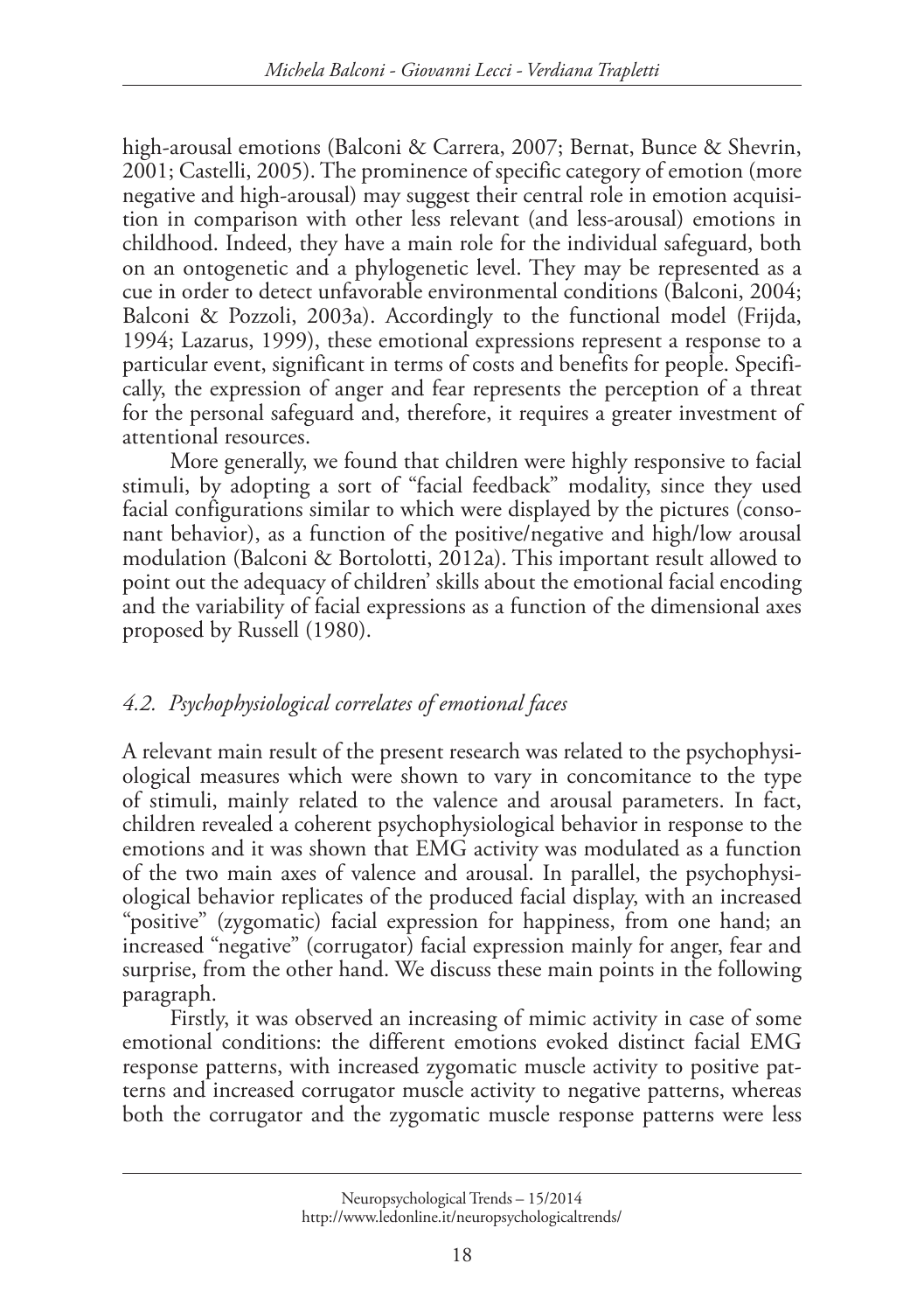high-arousal emotions (Balconi & Carrera, 2007; Bernat, Bunce & Shevrin, 2001; Castelli, 2005). The prominence of specific category of emotion (more negative and high-arousal) may suggest their central role in emotion acquisition in comparison with other less relevant (and less-arousal) emotions in childhood. Indeed, they have a main role for the individual safeguard, both on an ontogenetic and a phylogenetic level. They may be represented as a cue in order to detect unfavorable environmental conditions (Balconi, 2004; Balconi & Pozzoli, 2003a). Accordingly to the functional model (Frijda, 1994; Lazarus, 1999), these emotional expressions represent a response to a particular event, significant in terms of costs and benefits for people. Specifically, the expression of anger and fear represents the perception of a threat for the personal safeguard and, therefore, it requires a greater investment of attentional resources.

More generally, we found that children were highly responsive to facial stimuli, by adopting a sort of "facial feedback" modality, since they used facial configurations similar to which were displayed by the pictures (consonant behavior), as a function of the positive/negative and high/low arousal modulation (Balconi & Bortolotti, 2012a). This important result allowed to point out the adequacy of children' skills about the emotional facial encoding and the variability of facial expressions as a function of the dimensional axes proposed by Russell (1980).

### *4.2. Psychophysiological correlates of emotional faces*

A relevant main result of the present research was related to the psychophysiological measures which were shown to vary in concomitance to the type of stimuli, mainly related to the valence and arousal parameters. In fact, children revealed a coherent psychophysiological behavior in response to the emotions and it was shown that EMG activity was modulated as a function of the two main axes of valence and arousal. In parallel, the psychophysiological behavior replicates of the produced facial display, with an increased "positive" (zygomatic) facial expression for happiness, from one hand; an increased "negative" (corrugator) facial expression mainly for anger, fear and surprise, from the other hand. We discuss these main points in the following paragraph.

Firstly, it was observed an increasing of mimic activity in case of some emotional conditions: the different emotions evoked distinct facial EMG response patterns, with increased zygomatic muscle activity to positive patterns and increased corrugator muscle activity to negative patterns, whereas both the corrugator and the zygomatic muscle response patterns were less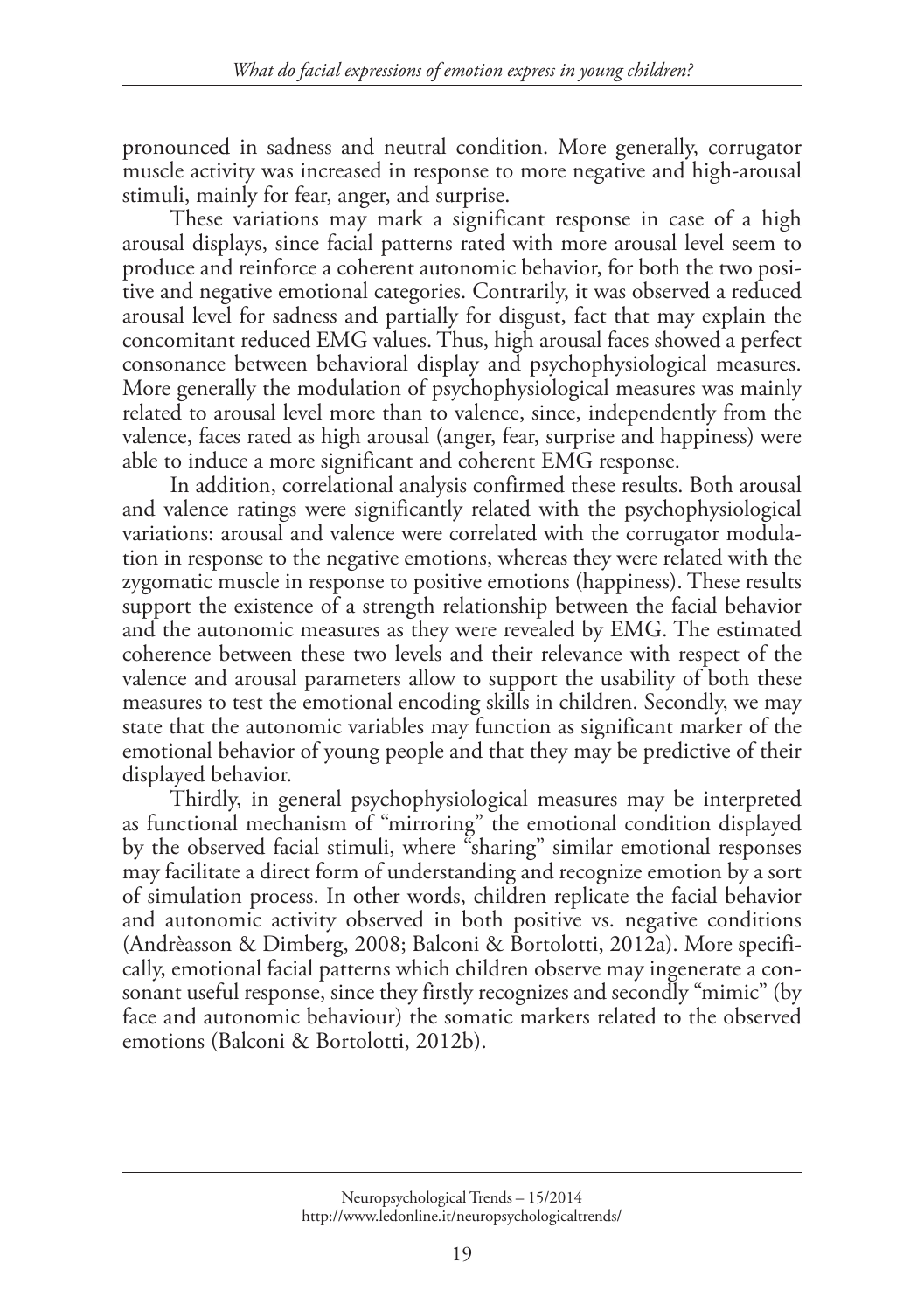pronounced in sadness and neutral condition. More generally, corrugator muscle activity was increased in response to more negative and high-arousal stimuli, mainly for fear, anger, and surprise.

These variations may mark a significant response in case of a high arousal displays, since facial patterns rated with more arousal level seem to produce and reinforce a coherent autonomic behavior, for both the two positive and negative emotional categories. Contrarily, it was observed a reduced arousal level for sadness and partially for disgust, fact that may explain the concomitant reduced EMG values. Thus, high arousal faces showed a perfect consonance between behavioral display and psychophysiological measures. More generally the modulation of psychophysiological measures was mainly related to arousal level more than to valence, since, independently from the valence, faces rated as high arousal (anger, fear, surprise and happiness) were able to induce a more significant and coherent EMG response.

In addition, correlational analysis confirmed these results. Both arousal and valence ratings were significantly related with the psychophysiological variations: arousal and valence were correlated with the corrugator modulation in response to the negative emotions, whereas they were related with the zygomatic muscle in response to positive emotions (happiness). These results support the existence of a strength relationship between the facial behavior and the autonomic measures as they were revealed by EMG. The estimated coherence between these two levels and their relevance with respect of the valence and arousal parameters allow to support the usability of both these measures to test the emotional encoding skills in children. Secondly, we may state that the autonomic variables may function as significant marker of the emotional behavior of young people and that they may be predictive of their displayed behavior.

Thirdly, in general psychophysiological measures may be interpreted as functional mechanism of "mirroring" the emotional condition displayed by the observed facial stimuli, where "sharing" similar emotional responses may facilitate a direct form of understanding and recognize emotion by a sort of simulation process. In other words, children replicate the facial behavior and autonomic activity observed in both positive vs. negative conditions (Andrèasson & Dimberg, 2008; Balconi & Bortolotti, 2012a). More specifically, emotional facial patterns which children observe may ingenerate a consonant useful response, since they firstly recognizes and secondly "mimic" (by face and autonomic behaviour) the somatic markers related to the observed emotions (Balconi & Bortolotti, 2012b).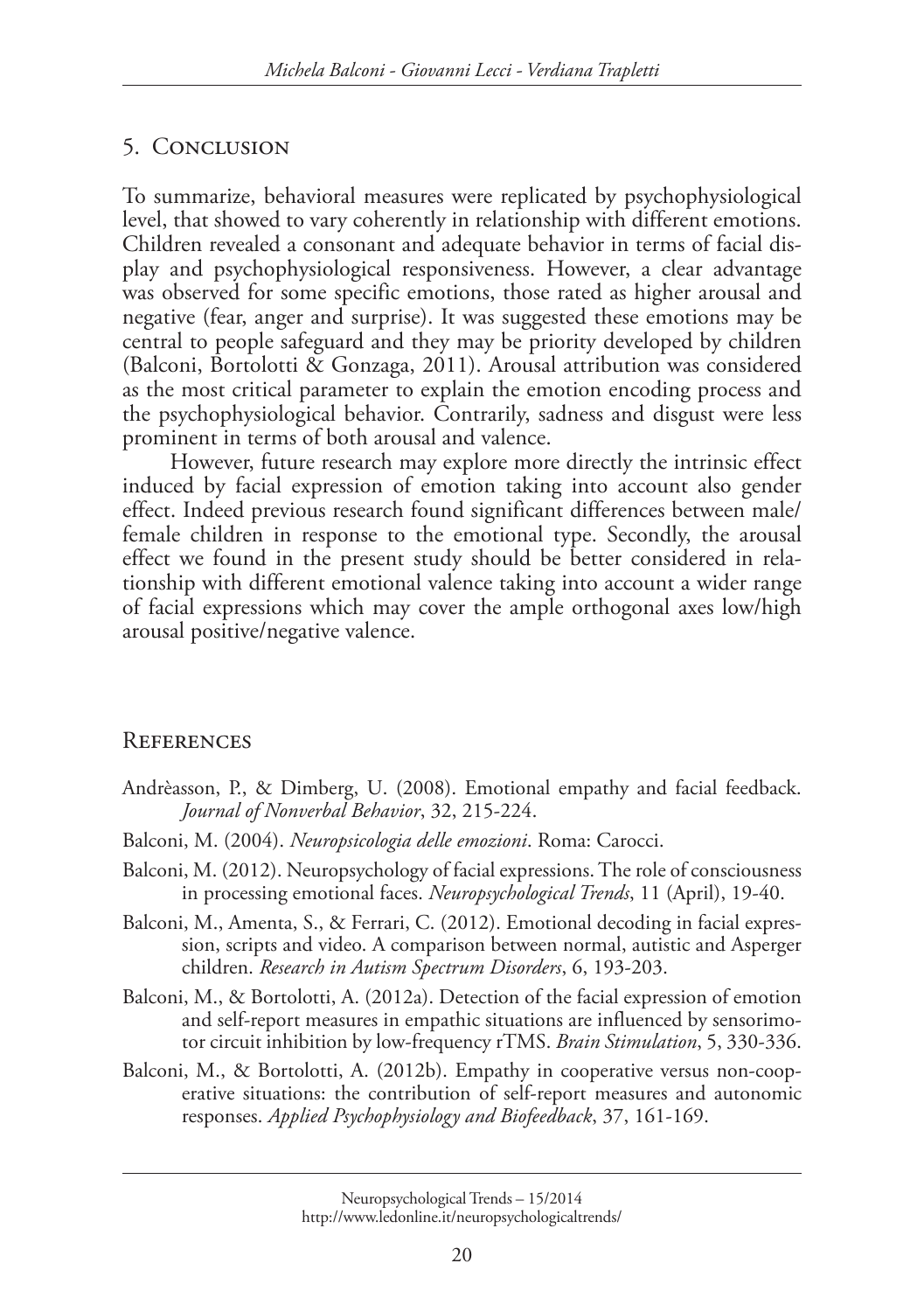## 5. Conclusion

To summarize, behavioral measures were replicated by psychophysiological level, that showed to vary coherently in relationship with different emotions. Children revealed a consonant and adequate behavior in terms of facial display and psychophysiological responsiveness. However, a clear advantage was observed for some specific emotions, those rated as higher arousal and negative (fear, anger and surprise). It was suggested these emotions may be central to people safeguard and they may be priority developed by children (Balconi, Bortolotti & Gonzaga, 2011). Arousal attribution was considered as the most critical parameter to explain the emotion encoding process and the psychophysiological behavior. Contrarily, sadness and disgust were less prominent in terms of both arousal and valence.

However, future research may explore more directly the intrinsic effect induced by facial expression of emotion taking into account also gender effect. Indeed previous research found significant differences between male/female children in response to the emotional type. Secondly, the arousal effect we found in the present study should be better considered in relationship with different emotional valence taking into account a wider range of facial expressions which may cover the ample orthogonal axes low/high arousal positive/negative valence.

## References

Andrèasson, P., & Dimberg, U. (2008). Emotional empathy and facial feedback. *Journal of Nonverbal Behavior*, 32, 215-224.

Balconi, M. (2004). *Neuropsicologia delle emozioni*. Roma: Carocci.

Balconi, M. (2012). Neuropsychology of facial expressions. The role of consciousness in processing emotional faces. *Neuropsychological Trends*, 11 (April), 19-40.

Balconi, M., Amenta, S., & Ferrari, C. (2012). Emotional decoding in facial expression, scripts and video. A comparison between normal, autistic and Asperger children. *Research in Autism Spectrum Disorders*, 6, 193-203.

Balconi, M., & Bortolotti, A. (2012a). Detection of the facial expression of emotion and self-report measures in empathic situations are influenced by sensorimotor circuit inhibition by low-frequency rTMS. *Brain Stimulation*, 5, 330-336.

Balconi, M., & Bortolotti, A. (2012b). Empathy in cooperative versus non-cooperative situations: the contribution of self-report measures and autonomic responses. *Applied Psychophysiology and Biofeedback*, 37, 161-169.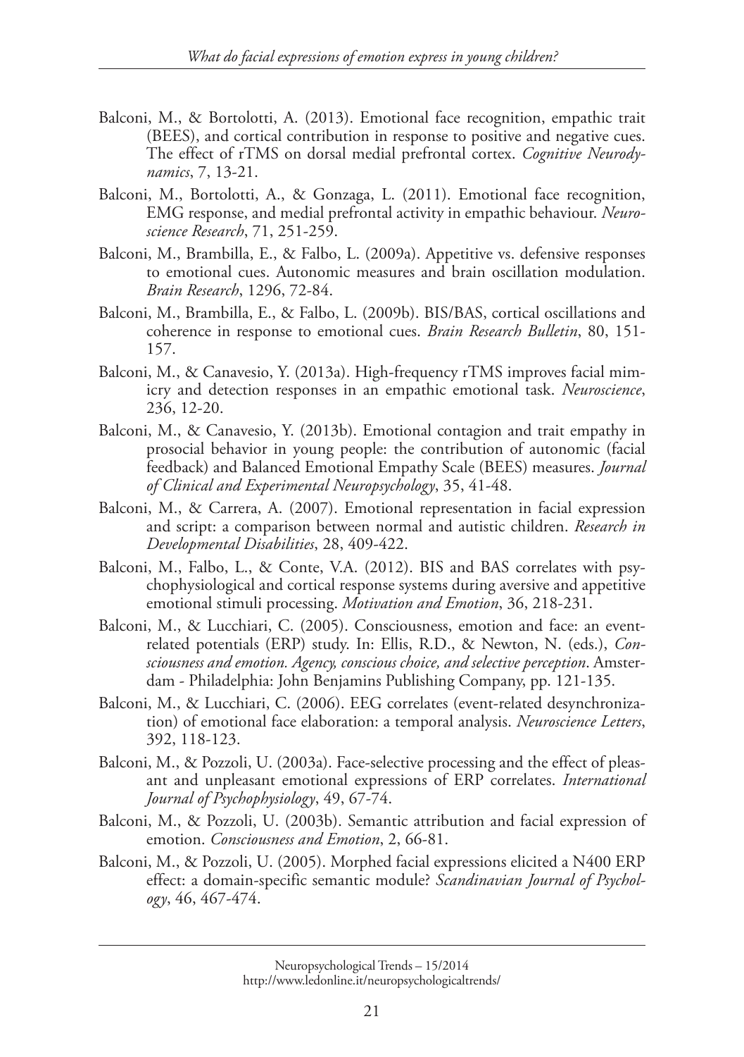Balconi, M., & Bortolotti, A. (2013). Emotional face recognition, empathic trait (BEES), and cortical contribution in response to positive and negative cues. The effect of rTMS on dorsal medial prefrontal cortex. *Cognitive Neurodynamics*, 7, 13-21.

Balconi, M., Bortolotti, A., & Gonzaga, L. (2011). Emotional face recognition, EMG response, and medial prefrontal activity in empathic behaviour. *Neuroscience Research*, 71, 251-259.

Balconi, M., Brambilla, E., & Falbo, L. (2009a). Appetitive vs. defensive responses to emotional cues. Autonomic measures and brain oscillation modulation. *Brain Research*, 1296, 72-84.

Balconi, M., Brambilla, E., & Falbo, L. (2009b). BIS/BAS, cortical oscillations and coherence in response to emotional cues. *Brain Research Bulletin*, 80, 151-157.

Balconi, M., & Canavesio, Y. (2013a). High-frequency rTMS improves facial mimicry and detection responses in an empathic emotional task. *Neuroscience*, 236, 12-20.

Balconi, M., & Canavesio, Y. (2013b). Emotional contagion and trait empathy in prosocial behavior in young people: the contribution of autonomic (facial feedback) and Balanced Emotional Empathy Scale (BEES) measures. *Journal of Clinical and Experimental Neuropsychology*, 35, 41-48.

Balconi, M., & Carrera, A. (2007). Emotional representation in facial expression and script: a comparison between normal and autistic children. *Research in Developmental Disabilities*, 28, 409-422.

Balconi, M., Falbo, L., & Conte, V.A. (2012). BIS and BAS correlates with psychophysiological and cortical response systems during aversive and appetitive emotional stimuli processing. *Motivation and Emotion*, 36, 218-231.

Balconi, M., & Lucchiari, C. (2005). Consciousness, emotion and face: an event-related potentials (ERP) study. In: Ellis, R.D., & Newton, N. (eds.), *Consciousness and emotion. Agency, conscious choice, and selective perception*. Amsterdam - Philadelphia: John Benjamins Publishing Company, pp. 121-135.

Balconi, M., & Lucchiari, C. (2006). EEG correlates (event-related desynchronization) of emotional face elaboration: a temporal analysis. *Neuroscience Letters*, 392, 118-123.

Balconi, M., & Pozzoli, U. (2003a). Face-selective processing and the effect of pleasant and unpleasant emotional expressions of ERP correlates. *International Journal of Psychophysiology*, 49, 67-74.

Balconi, M., & Pozzoli, U. (2003b). Semantic attribution and facial expression of emotion. *Consciousness and Emotion*, 2, 66-81.

Balconi, M., & Pozzoli, U. (2005). Morphed facial expressions elicited a N400 ERP effect: a domain-specific semantic module? *Scandinavian Journal of Psychology*, 46, 467-474.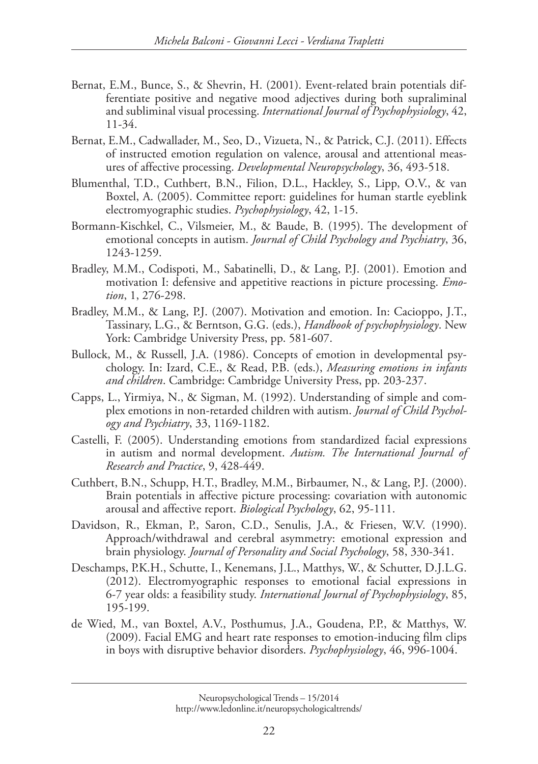Bernat, E.M., Bunce, S., & Shevrin, H. (2001). Event-related brain potentials differentiate positive and negative mood adjectives during both supraliminal and subliminal visual processing. *International Journal of Psychophysiology*, 42, 11-34.

Bernat, E.M., Cadwallader, M., Seo, D., Vizueta, N., & Patrick, C.J. (2011). Effects of instructed emotion regulation on valence, arousal and attentional measures of affective processing. *Developmental Neuropsychology*, 36, 493-518.

Blumenthal, T.D., Cuthbert, B.N., Filion, D.L., Hackley, S., Lipp, O.V., & van Boxtel, A. (2005). Committee report: guidelines for human startle eyeblink electromyographic studies. *Psychophysiology*, 42, 1-15.

Bormann-Kischkel, C., Vilsmeier, M., & Baude, B. (1995). The development of emotional concepts in autism. *Journal of Child Psychology and Psychiatry*, 36, 1243-1259.

Bradley, M.M., Codispoti, M., Sabatinelli, D., & Lang, P.J. (2001). Emotion and motivation I: defensive and appetitive reactions in picture processing. *Emotion*, 1, 276-298.

Bradley, M.M., & Lang, P.J. (2007). Motivation and emotion. In: Cacioppo, J.T., Tassinary, L.G., & Berntson, G.G. (eds.), *Handbook of psychophysiology*. New York: Cambridge University Press, pp. 581-607.

Bullock, M., & Russell, J.A. (1986). Concepts of emotion in developmental psychology. In: Izard, C.E., & Read, P.B. (eds.), *Measuring emotions in infants and children*. Cambridge: Cambridge University Press, pp. 203-237.

Capps, L., Yirmiya, N., & Sigman, M. (1992). Understanding of simple and complex emotions in non-retarded children with autism. *Journal of Child Psychology and Psychiatry*, 33, 1169-1182.

Castelli, F. (2005). Understanding emotions from standardized facial expressions in autism and normal development. *Autism. The International Journal of Research and Practice*, 9, 428-449.

Cuthbert, B.N., Schupp, H.T., Bradley, M.M., Birbaumer, N., & Lang, P.J. (2000). Brain potentials in affective picture processing: covariation with autonomic arousal and affective report. *Biological Psychology*, 62, 95-111.

Davidson, R., Ekman, P., Saron, C.D., Senulis, J.A., & Friesen, W.V. (1990). Approach/withdrawal and cerebral asymmetry: emotional expression and brain physiology. *Journal of Personality and Social Psychology*, 58, 330-341.

Deschamps, P.K.H., Schutte, I., Kenemans, J.L., Matthys, W., & Schutter, D.J.L.G. (2012). Electromyographic responses to emotional facial expressions in 6-7 year olds: a feasibility study. *International Journal of Psychophysiology*, 85, 195-199.

de Wied, M., van Boxtel, A.V., Posthumus, J.A., Goudena, P.P., & Matthys, W. (2009). Facial EMG and heart rate responses to emotion-inducing film clips in boys with disruptive behavior disorders. *Psychophysiology*, 46, 996-1004.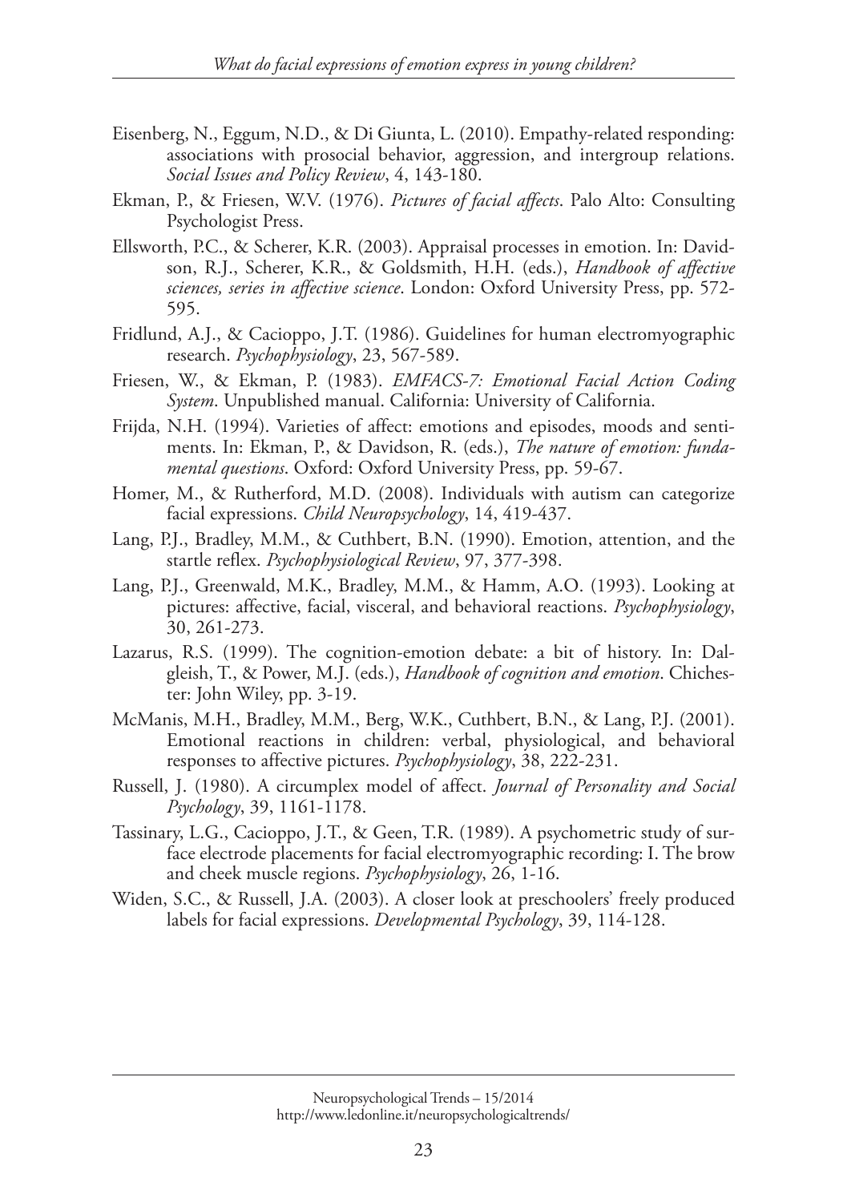Eisenberg, N., Eggum, N.D., & Di Giunta, L. (2010). Empathy-related responding: associations with prosocial behavior, aggression, and intergroup relations. *Social Issues and Policy Review*, 4, 143-180.

Ekman, P., & Friesen, W.V. (1976). *Pictures of facial affects*. Palo Alto: Consulting Psychologist Press.

Ellsworth, P.C., & Scherer, K.R. (2003). Appraisal processes in emotion. In: Davidson, R.J., Scherer, K.R., & Goldsmith, H.H. (eds.), *Handbook of affective sciences, series in affective science*. London: Oxford University Press, pp. 572-595.

Fridlund, A.J., & Cacioppo, J.T. (1986). Guidelines for human electromyographic research. *Psychophysiology*, 23, 567-589.

Friesen, W., & Ekman, P. (1983). *EMFACS-7: Emotional Facial Action Coding System*. Unpublished manual. California: University of California.

Frijda, N.H. (1994). Varieties of affect: emotions and episodes, moods and sentiments. In: Ekman, P., & Davidson, R. (eds.), *The nature of emotion: fundamental questions*. Oxford: Oxford University Press, pp. 59-67.

Homer, M., & Rutherford, M.D. (2008). Individuals with autism can categorize facial expressions. *Child Neuropsychology*, 14, 419-437.

Lang, P.J., Bradley, M.M., & Cuthbert, B.N. (1990). Emotion, attention, and the startle reflex. *Psychophysiological Review*, 97, 377-398.

Lang, P.J., Greenwald, M.K., Bradley, M.M., & Hamm, A.O. (1993). Looking at pictures: affective, facial, visceral, and behavioral reactions. *Psychophysiology*, 30, 261-273.

Lazarus, R.S. (1999). The cognition-emotion debate: a bit of history. In: Dalgleish, T., & Power, M.J. (eds.), *Handbook of cognition and emotion*. Chichester: John Wiley, pp. 3-19.

McManis, M.H., Bradley, M.M., Berg, W.K., Cuthbert, B.N., & Lang, P.J. (2001). Emotional reactions in children: verbal, physiological, and behavioral responses to affective pictures. *Psychophysiology*, 38, 222-231.

Russell, J. (1980). A circumplex model of affect. *Journal of Personality and Social Psychology*, 39, 1161-1178.

Tassinary, L.G., Cacioppo, J.T., & Geen, T.R. (1989). A psychometric study of surface electrode placements for facial electromyographic recording: I. The brow and cheek muscle regions. *Psychophysiology*, 26, 1-16.

Widen, S.C., & Russell, J.A. (2003). A closer look at preschoolers' freely produced labels for facial expressions. *Developmental Psychology*, 39, 114-128.